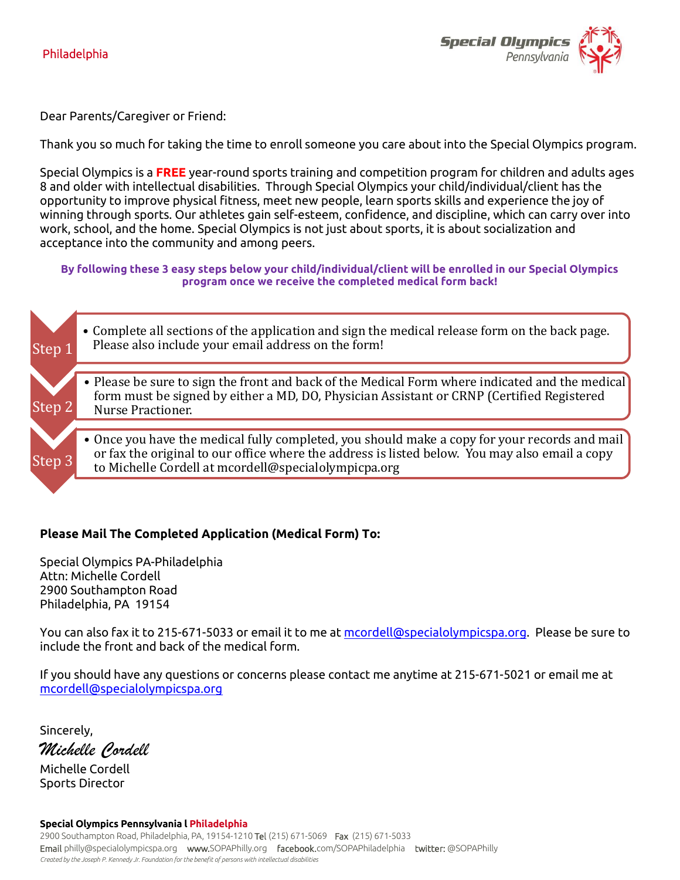Philadelphia

Special Olympics Pennsylvania

Dear Parents/Caregiver or Friend:

Thank you so much for taking the time to enroll someone you care about into the Special Olympics program.

Special Olympics is a **FREE** year-round sports training and competition program for children and adults ages 8 and older with intellectual disabilities. Through Special Olympics your child/individual/client has the opportunity to improve physical fitness, meet new people, learn sports skills and experience the joy of winning through sports. Our athletes gain self-esteem, confidence, and discipline, which can carry over into work, school, and the home. Special Olympics is not just about sports, it is about socialization and acceptance into the community and among peers.

**By following these 3 easy steps below your child/individual/client will be enrolled in our Special Olympics program once we receive the completed medical form back!**

**Step 1**
- Complete all sections of the application and sign the medical release form on the back page. Please also include your email address on the form!

**Step 2**
- Please be sure to sign the front and back of the Medical Form where indicated and the medical form must be signed by either a MD, DO, Physician Assistant or CRNP (Certified Registered Nurse Practioner.

**Step 3**
- Once you have the medical fully completed, you should make a copy for your records and mail or fax the original to our office where the address is listed below. You may also email a copy to Michelle Cordell at mcordell@specialolympicpa.org

**Please Mail The Completed Application (Medical Form) To:**

Special Olympics PA-Philadelphia
Attn: Michelle Cordell
2900 Southampton Road
Philadelphia, PA 19154

You can also fax it to 215-671-5033 or email it to me at mcordell@specialolympicspa.org. Please be sure to include the front and back of the medical form.

If you should have any questions or concerns please contact me anytime at 215-671-5021 or email me at mcordell@specialolympicspa.org

Sincerely,

*Michelle Cordell*

Michelle Cordell
Sports Director

**Special Olympics Pennsylvania l Philadelphia**
2900 Southampton Road, Philadelphia, PA, 19154-1210 Tel (215) 671-5069 Fax (215) 671-5033
Email philly@specialolympicspa.org www.SOPAPhilly.org facebook.com/SOPAPhiladelphia twitter: @SOPAPhilly
*Created by the Joseph P. Kennedy Jr. Foundation for the benefit of persons with intellectual disabilities*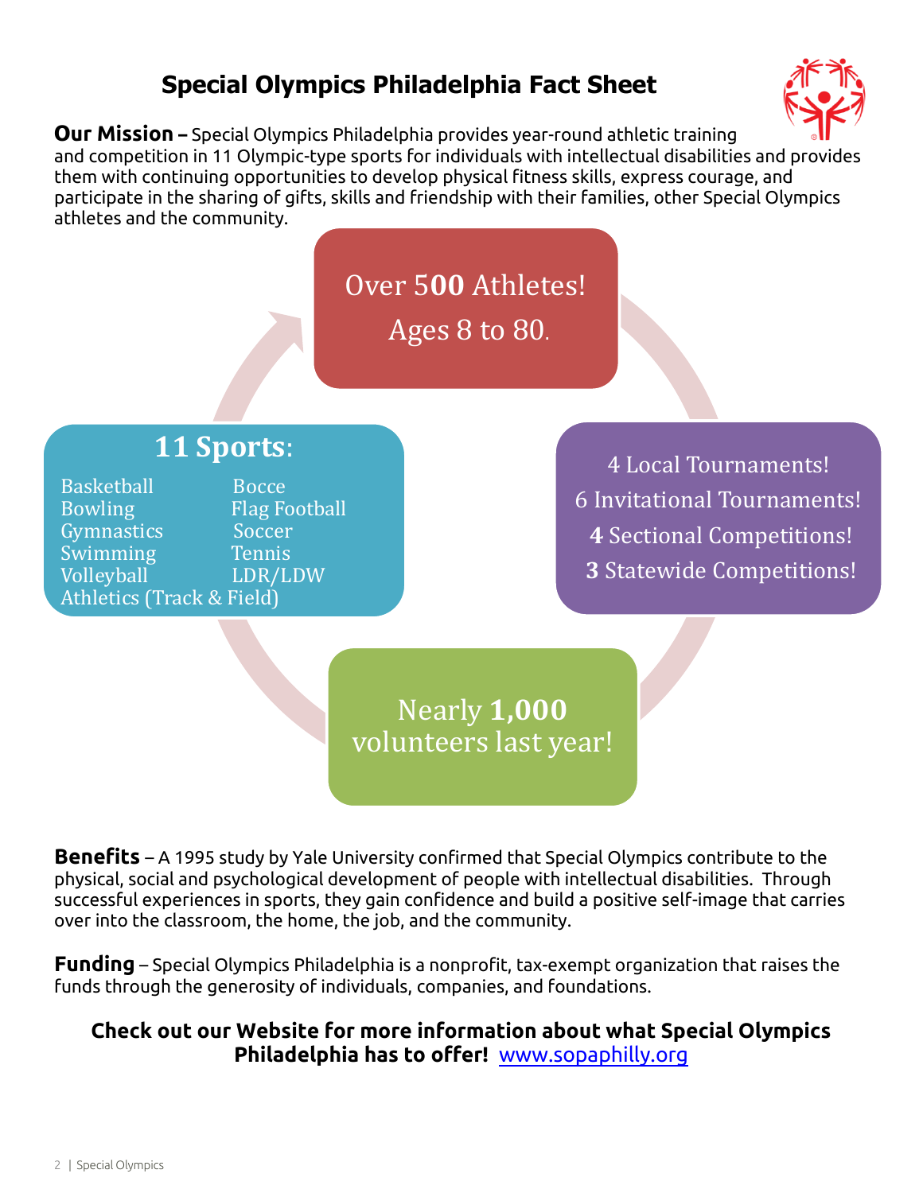# Special Olympics Philadelphia Fact Sheet

**Our Mission –** Special Olympics Philadelphia provides year-round athletic training and competition in 11 Olympic-type sports for individuals with intellectual disabilities and provides them with continuing opportunities to develop physical fitness skills, express courage, and participate in the sharing of gifts, skills and friendship with their families, other Special Olympics athletes and the community.

Over **500** Athletes!
Ages 8 to 80.

4 Local Tournaments!
6 Invitational Tournaments!
**4** Sectional Competitions!
**3** Statewide Competitions!

Nearly **1,000** volunteers last year!

**11 Sports:**

- Basketball
- Bocce
- Bowling
- Flag Football
- Gymnastics
- Soccer
- Swimming
- Tennis
- Volleyball
- LDR/LDW
- Athletics (Track & Field)

**Benefits** – A 1995 study by Yale University confirmed that Special Olympics contribute to the physical, social and psychological development of people with intellectual disabilities. Through successful experiences in sports, they gain confidence and build a positive self-image that carries over into the classroom, the home, the job, and the community.

**Funding** – Special Olympics Philadelphia is a nonprofit, tax-exempt organization that raises the funds through the generosity of individuals, companies, and foundations.

**Check out our Website for more information about what Special Olympics Philadelphia has to offer!** www.sopaphilly.org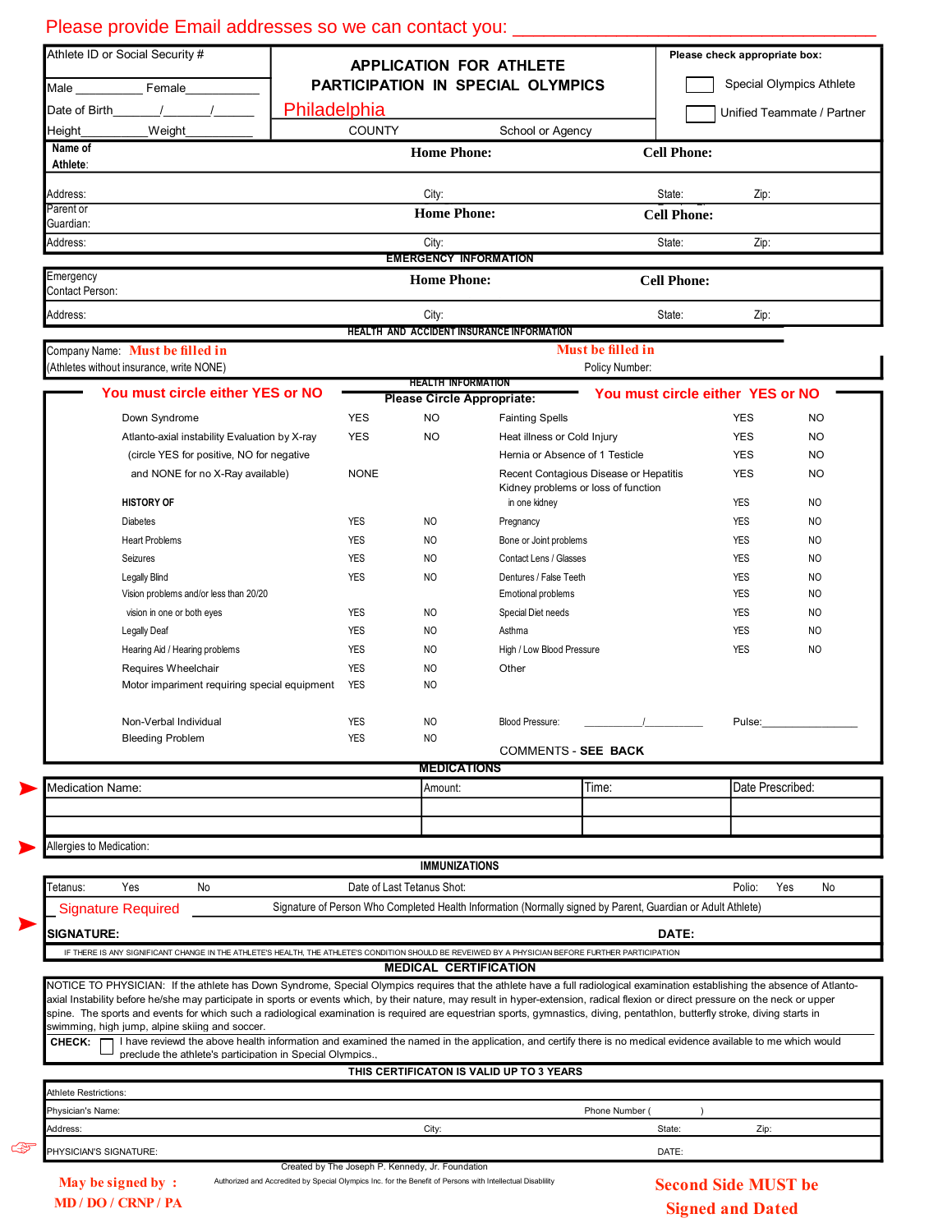Please provide Email addresses so we can contact you: ___________________________________________

| Athlete ID or Social Security # | **APPLICATION FOR ATHLETE PARTICIPATION IN SPECIAL OLYMPICS** | Please check appropriate box: |
|---|---|---|
| Male __________ Female __________ | | ☐ Special Olympics Athlete |
| Date of Birth______/______/______ | Philadelphia | ☐ Unified Teammate / Partner |
| Height__________Weight__________ | COUNTY &nbsp;&nbsp;&nbsp;&nbsp; School or Agency | |

| | | |
|---|---|---|
| **Name of Athlete:** | **Home Phone:** | **Cell Phone:** |
| Address: | City: | State: &nbsp;&nbsp;&nbsp;&nbsp; Zip: |
| Parent or Guardian: | **Home Phone:** | **Cell Phone:** |
| Address: | City: | State: &nbsp;&nbsp;&nbsp;&nbsp; Zip: |

**EMERGENCY INFORMATION**

| | | |
|---|---|---|
| Emergency Contact Person: | **Home Phone:** | **Cell Phone:** |
| Address: | City: | State: &nbsp;&nbsp;&nbsp;&nbsp; Zip: |

**HEALTH AND ACCIDENT INSURANCE INFORMATION**

| | |
|---|---|
| Company Name: **Must be filled in** | **Must be filled in** |
| (Athletes without insurance, write NONE) | Policy Number: |

**HEALTH INFORMATION**

**You must circle either YES or NO** &nbsp;&nbsp;&nbsp; **Please Circle Appropriate:** &nbsp;&nbsp;&nbsp; **You must circle either YES or NO**

| | | | | | |
|---|---|---|---|---|---|
| Down Syndrome | YES | NO | Fainting Spells | YES | NO |
| Atlanto-axial instability Evaluation by X-ray | YES | NO | Heat illness or Cold Injury | YES | NO |
| (circle YES for positive, NO for negative | | | Hernia or Absence of 1 Testicle | YES | NO |
| and NONE for no X-Ray available) | NONE | | Recent Contagious Disease or Hepatitis | YES | NO |
| | | | Kidney problems or loss of function in one kidney | YES | NO |
| **HISTORY OF** | | | | | |
| Diabetes | YES | NO | Pregnancy | YES | NO |
| Heart Problems | YES | NO | Bone or Joint problems | YES | NO |
| Seizures | YES | NO | Contact Lens / Glasses | YES | NO |
| Legally Blind | YES | NO | Dentures / False Teeth | YES | NO |
| Vision problems and/or less than 20/20 | | | Emotional problems | YES | NO |
| vision in one or both eyes | YES | NO | Special Diet needs | YES | NO |
| Legally Deaf | YES | NO | Asthma | YES | NO |
| Hearing Aid / Hearing problems | YES | NO | High / Low Blood Pressure | YES | NO |
| Requires Wheelchair | YES | NO | Other | | |
| Motor impairment requiring special equipment | YES | NO | | | |
| Non-Verbal Individual | YES | NO | Blood Pressure: __________/__________ | Pulse:________________ | |
| Bleeding Problem | YES | NO | | | |

COMMENTS - **SEE BACK**

**MEDICATIONS**

| Medication Name: | Amount: | Time: | Date Prescribed: |
|---|---|---|---|
| | | | |
| | | | |

Allergies to Medication:

**IMMUNIZATIONS**

Tetanus: &nbsp;&nbsp; Yes &nbsp;&nbsp; No &nbsp;&nbsp;&nbsp;&nbsp; Date of Last Tetanus Shot: &nbsp;&nbsp;&nbsp;&nbsp; Polio: &nbsp;&nbsp; Yes &nbsp;&nbsp; No

**Signature Required** &nbsp;&nbsp; Signature of Person Who Completed Health Information (Normally signed by Parent, Guardian or Adult Athlete)

**SIGNATURE:** &nbsp;&nbsp;&nbsp;&nbsp;&nbsp;&nbsp;&nbsp;&nbsp; **DATE:**

IF THERE IS ANY SIGNIFICANT CHANGE IN THE ATHLETE'S HEALTH, THE ATHLETE'S CONDITION SHOULD BE REVEIWED BY A PHYSICIAN BEFORE FURTHER PARTICIPATION

**MEDICAL CERTIFICATION**

NOTICE TO PHYSICIAN: If the athlete has Down Syndrome, Special Olympics requires that the athlete have a full radiological examination establishing the absence of Atlanto-axial Instability before he/she may participate in sports or events which, by their nature, may result in hyper-extension, radical flexion or direct pressure on the neck or upper spine. The sports and events for which such a radiological examination is required are equestrian sports, gymnastics, diving, pentathlon, butterfly stroke, diving starts in swimming, high jump, alpine skiing and soccer.

**CHECK:** ☐ I have reviewd the above health information and examined the named in the application, and certify there is no medical evidence available to me which would preclude the athlete's participation in Special Olympics..

**THIS CERTIFICATON IS VALID UP TO 3 YEARS**

| | | |
|---|---|---|
| Athlete Restrictions: | | |
| Physician's Name: | Phone Number ( &nbsp;&nbsp;&nbsp;&nbsp; ) | |
| Address: | City: | State: &nbsp;&nbsp;&nbsp;&nbsp; Zip: |
| PHYSICIAN'S SIGNATURE: | | DATE: |

Created by The Joseph P. Kennedy, Jr. Foundation

Authorized and Accredited by Special Olympics Inc. for the Benefit of Persons with Intellectual Disability

**May be signed by : MD / DO / CRNP / PA**

**Second Side MUST be Signed and Dated**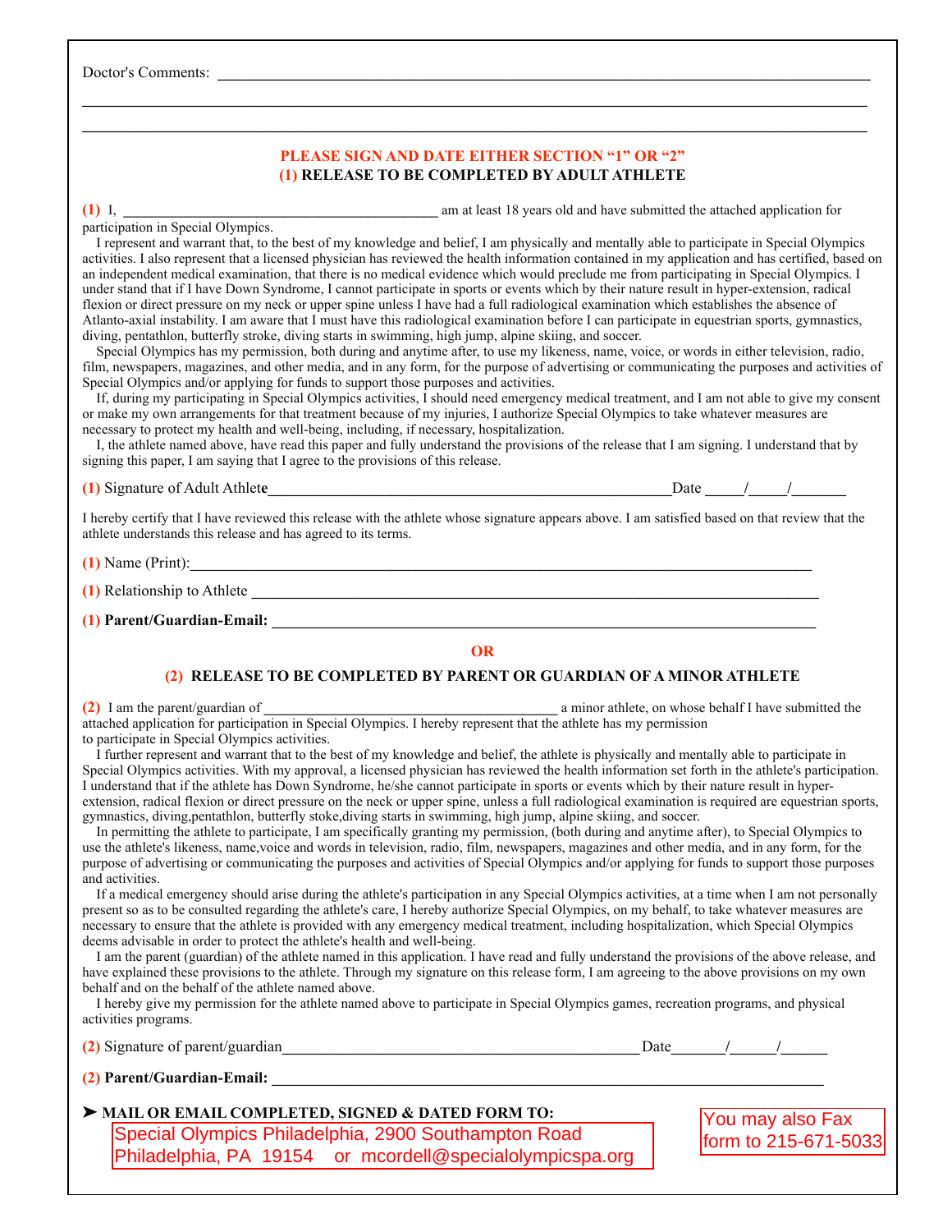Doctor's Comments: ______________________________________________________________________________

______________________________________________________________________________________________

______________________________________________________________________________________________

**PLEASE SIGN AND DATE EITHER SECTION "1" OR "2"**

**(1) RELEASE TO BE COMPLETED BY ADULT ATHLETE**

**(1)** I, ________________________________ am at least 18 years old and have submitted the attached application for participation in Special Olympics.

I represent and warrant that, to the best of my knowledge and belief, I am physically and mentally able to participate in Special Olympics activities. I also represent that a licensed physician has reviewed the health information contained in my application and has certified, based on an independent medical examination, that there is no medical evidence which would preclude me from participating in Special Olympics. I under stand that if I have Down Syndrome, I cannot participate in sports or events which by their nature result in hyper-extension, radical flexion or direct pressure on my neck or upper spine unless I have had a full radiological examination which establishes the absence of Atlanto-axial instability. I am aware that I must have this radiological examination before I can participate in equestrian sports, gymnastics, diving, pentathlon, butterfly stroke, diving starts in swimming, high jump, alpine skiing, and soccer.

Special Olympics has my permission, both during and anytime after, to use my likeness, name, voice, or words in either television, radio, film, newspapers, magazines, and other media, and in any form, for the purpose of advertising or communicating the purposes and activities of Special Olympics and/or applying for funds to support those purposes and activities.

If, during my participating in Special Olympics activities, I should need emergency medical treatment, and I am not able to give my consent or make my own arrangements for that treatment because of my injuries, I authorize Special Olympics to take whatever measures are necessary to protect my health and well-being, including, if necessary, hospitalization.

I, the athlete named above, have read this paper and fully understand the provisions of the release that I am signing. I understand that by signing this paper, I am saying that I agree to the provisions of this release.

**(1)** Signature of Adult Athlete________________________________________ Date _____/_____/_______

I hereby certify that I have reviewed this release with the athlete whose signature appears above. I am satisfied based on that review that the athlete understands this release and has agreed to its terms.

**(1)** Name (Print):________________________________________________________________

**(1)** Relationship to Athlete ______________________________________________________

**(1) Parent/Guardian-Email:** ______________________________________________________

**OR**

**(2) RELEASE TO BE COMPLETED BY PARENT OR GUARDIAN OF A MINOR ATHLETE**

**(2)** I am the parent/guardian of ________________________________ a minor athlete, on whose behalf I have submitted the attached application for participation in Special Olympics. I hereby represent that the athlete has my permission to participate in Special Olympics activities.

I further represent and warrant that to the best of my knowledge and belief, the athlete is physically and mentally able to participate in Special Olympics activities. With my approval, a licensed physician has reviewed the health information set forth in the athlete's participation. I understand that if the athlete has Down Syndrome, he/she cannot participate in sports or events which by their nature result in hyper-extension, radical flexion or direct pressure on the neck or upper spine, unless a full radiological examination is required are equestrian sports, gymnastics, diving,pentathlon, butterfly stoke,diving starts in swimming, high jump, alpine skiing, and soccer.

In permitting the athlete to participate, I am specifically granting my permission, (both during and anytime after), to Special Olympics to use the athlete's likeness, name,voice and words in television, radio, film, newspapers, magazines and other media, and in any form, for the purpose of advertising or communicating the purposes and activities of Special Olympics and/or applying for funds to support those purposes and activities.

If a medical emergency should arise during the athlete's participation in any Special Olympics activities, at a time when I am not personally present so as to be consulted regarding the athlete's care, I hereby authorize Special Olympics, on my behalf, to take whatever measures are necessary to ensure that the athlete is provided with any emergency medical treatment, including hospitalization, which Special Olympics deems advisable in order to protect the athlete's health and well-being.

I am the parent (guardian) of the athlete named in this application. I have read and fully understand the provisions of the above release, and have explained these provisions to the athlete. Through my signature on this release form, I am agreeing to the above provisions on my own behalf and on the behalf of the athlete named above.

I hereby give my permission for the athlete named above to participate in Special Olympics games, recreation programs, and physical activities programs.

**(2)** Signature of parent/guardian____________________________________ Date______/______/______

**(2) Parent/Guardian-Email:** ______________________________________________________

➤ **MAIL OR EMAIL COMPLETED, SIGNED & DATED FORM TO:**

Special Olympics Philadelphia, 2900 Southampton Road
Philadelphia, PA 19154 or mcordell@specialolympicspa.org

You may also Fax form to 215-671-5033